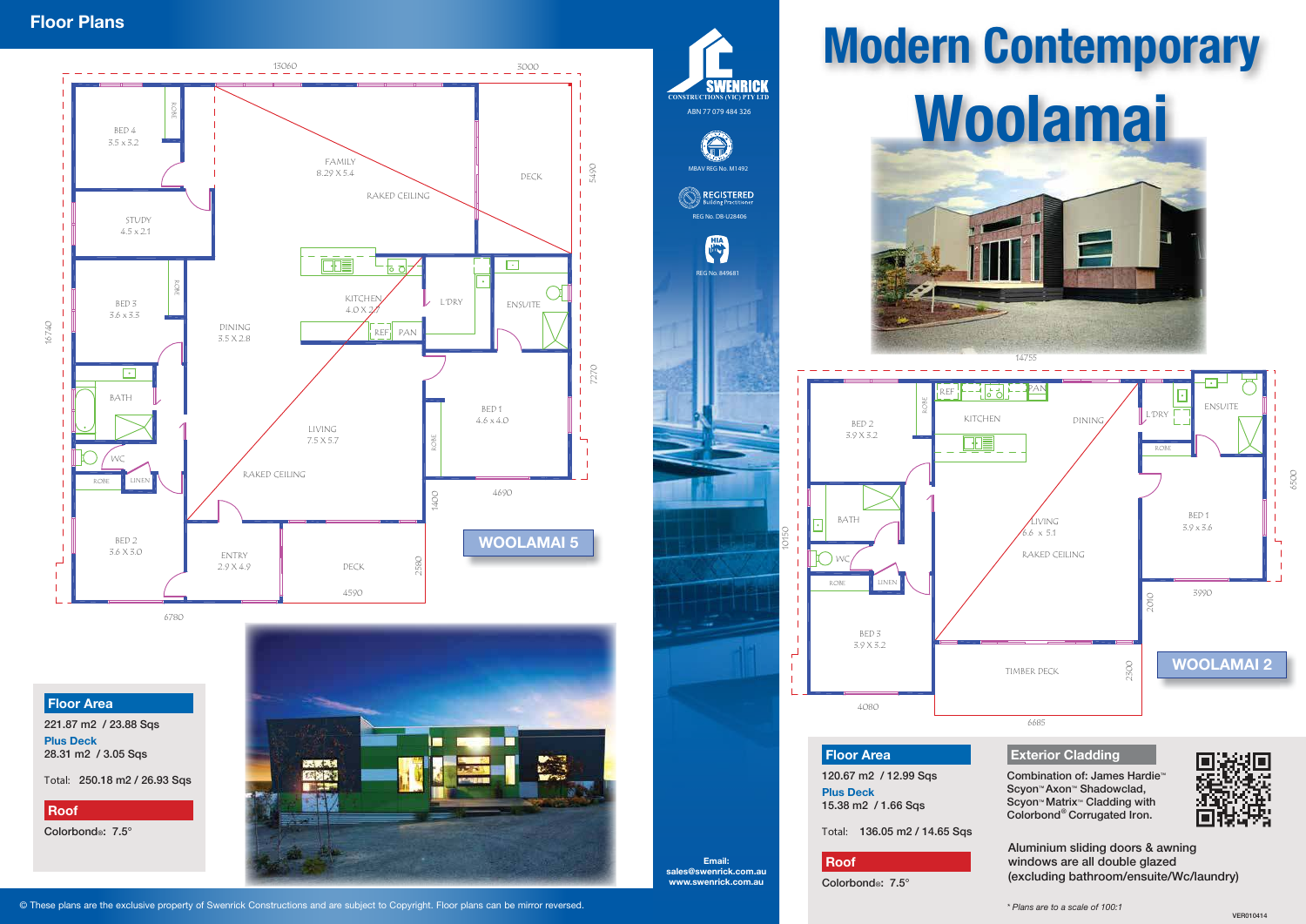# Floor Plans

SWENRICK CONSTRUCTIONS (VIC) PTY LTD

ABN 77 079 484 326

MBAV REG No. M1492

REGISTERED Building Practitioner

REG No. DB-U28406

REG No. 849681

# Modern Contemporary

# Woolamai

## WOOLAMAI 5

BED 4 3.5 x 3.2

STUDY 4.5 x 2.1

FAMILY 8.29 X 5.4

RAKED CEILING

DECK

BED 3 3.6 x 3.3

DINING 3.5 X 2.8

KITCHEN 4.0 X 2.7

L'DRY

ENSUITE

BATH

WC

LINEN

LIVING 7.5 X 5.7

RAKED CEILING

BED 1 4.6 x 4.0

BED 2 3.6 X 3.0

ENTRY 2.9 X 4.9

DECK

### Floor Area

221.87 m2 / 23.88 Sqs

**Plus Deck**

28.31 m2 / 3.05 Sqs

Total: 250.18 m2 / 26.93 Sqs

### Roof

Colorbond®: 7.5°

## WOOLAMAI 2

BED 2 3.9 X 3.2

KITCHEN

DINING

L'DRY

ENSUITE

BATH

WC

LINEN

LIVING 6.6 x 5.1

RAKED CEILING

BED 1 3.9 x 3.6

BED 3 3.9 X 3.2

TIMBER DECK

### Floor Area

120.67 m2 / 12.99 Sqs

**Plus Deck**

15.38 m2 / 1.66 Sqs

Total: 136.05 m2 / 14.65 Sqs

### Roof

Colorbond®: 7.5°

### Exterior Cladding

Combination of: James Hardie™ Scyon™ Axon™ Shadowclad, Scyon™ Matrix™ Cladding with Colorbond® Corrugated Iron.

Aluminium sliding doors & awning windows are all double glazed (excluding bathroom/ensuite/Wc/laundry)

*\* Plans are to a scale of 100:1*

**Email:** sales@swenrick.com.au www.swenrick.com.au

© These plans are the exclusive property of Swenrick Constructions and are subject to Copyright. Floor plans can be mirror reversed.

VER010414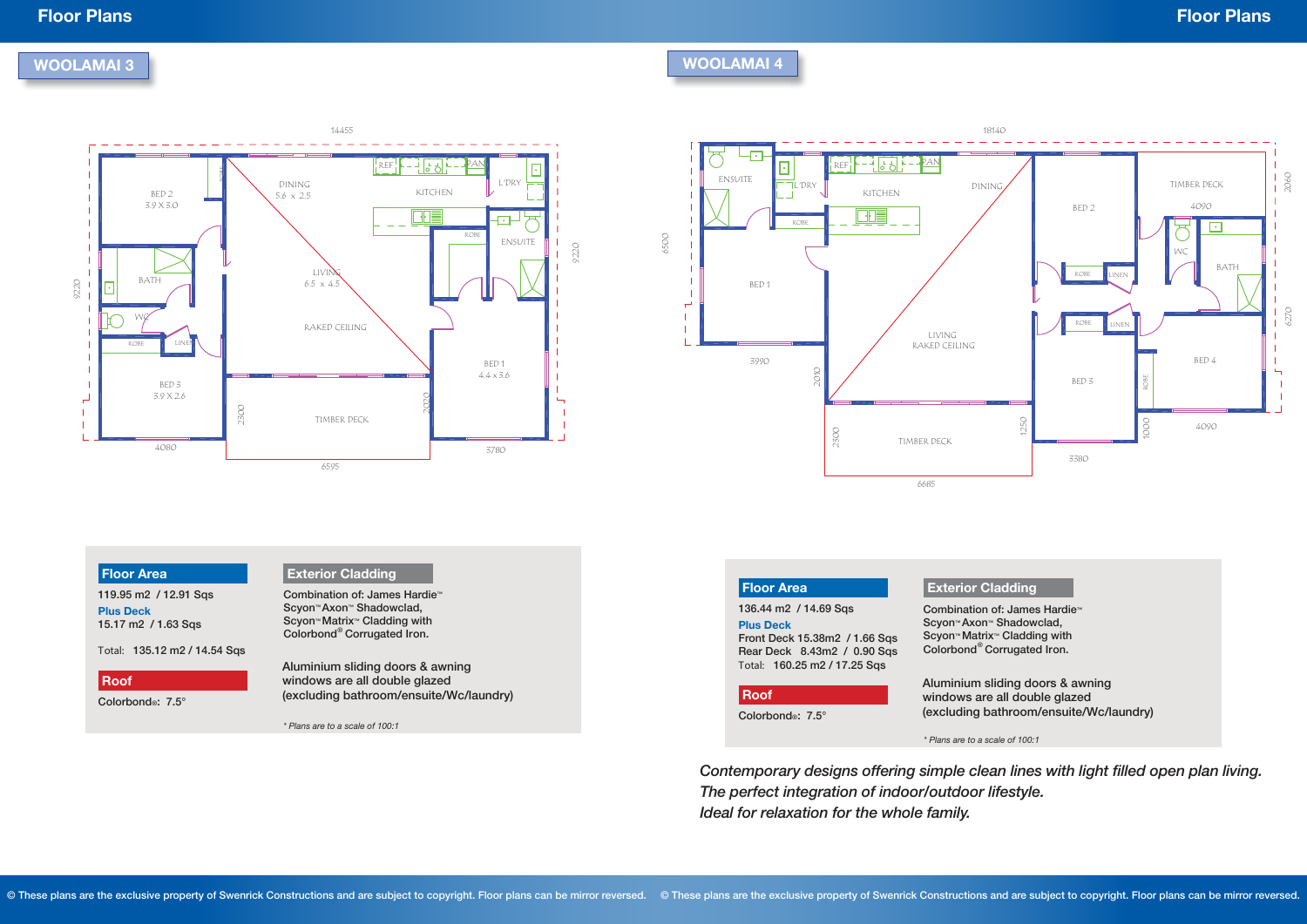## WOOLAMAI 3

14455

BED 2
3.9 X 3.0

DINING
5.6 x 2.5

REF

PAN

KITCHEN

L'DRY

ROBE

ENSUITE

BATH

LIVING
6.5 x 4.5

RAKED CEILING

WC

ROBE

LINEN

BED 1
4.4 x 3.6

BED 3
3.9 X 2.6

2300

TIMBER DECK

2020

9220

9220

4080

6595

3780

### Floor Area

119.95 m2 / 12.91 Sqs

**Plus Deck**

15.17 m2 / 1.63 Sqs

Total: 135.12 m2 / 14.54 Sqs

### Roof

Colorbond®: 7.5°

### Exterior Cladding

Combination of: James Hardie™ Scyon™ Axon™ Shadowclad, Scyon™ Matrix™ Cladding with Colorbond® Corrugated Iron.

Aluminium sliding doors & awning windows are all double glazed (excluding bathroom/ensuite/Wc/laundry)

*\* Plans are to a scale of 100:1*

## WOOLAMAI 4

18140

ENSUITE

L'DRY

REF

PAN

KITCHEN

DINING

BED 2

TIMBER DECK

4090

6500

ROBE

BED 1

ROBE

LINEN

WC

BATH

ROBE

LINEN

LIVING
RAKED CEILING

3990

2010

BED 3

BED 4

ROBE

2300

TIMBER DECK

1250

1000

4090

3380

6685

2060

6270

### Floor Area

136.44 m2 / 14.69 Sqs

**Plus Deck**

Front Deck 15.38m2 / 1.66 Sqs

Rear Deck 8.43m2 / 0.90 Sqs

Total: 160.25 m2 / 17.25 Sqs

### Roof

Colorbond®: 7.5°

### Exterior Cladding

Combination of: James Hardie™ Scyon™ Axon™ Shadowclad, Scyon™ Matrix™ Cladding with Colorbond® Corrugated Iron.

Aluminium sliding doors & awning windows are all double glazed (excluding bathroom/ensuite/Wc/laundry)

*\* Plans are to a scale of 100:1*

*Contemporary designs offering simple clean lines with light filled open plan living.*
*The perfect integration of indoor/outdoor lifestyle.*
*Ideal for relaxation for the whole family.*

© These plans are the exclusive property of Swenrick Constructions and are subject to copyright. Floor plans can be mirror reversed.